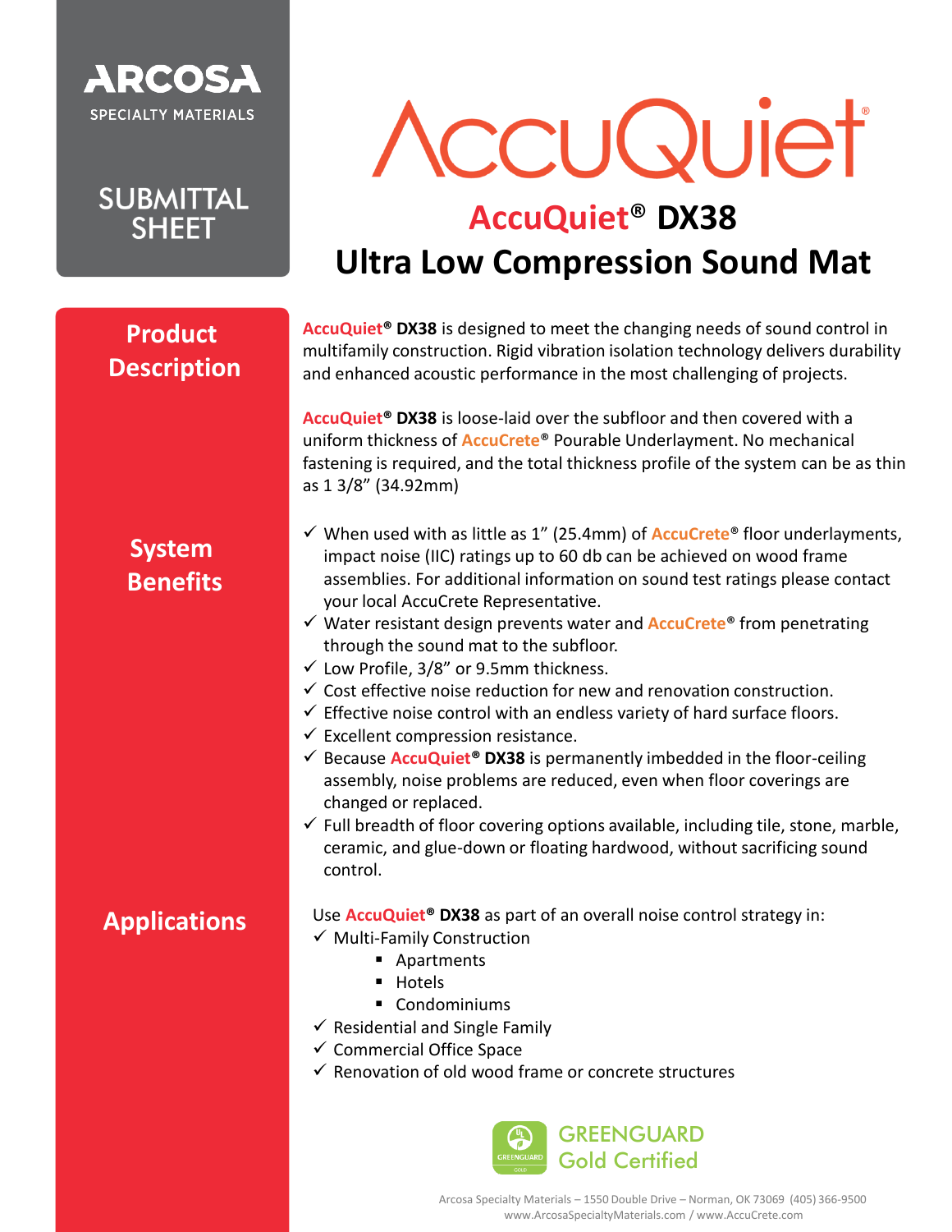ARCOSA

SPECIALTY MATERIALS

SUBMITTAL SHEET

# AccuQuiet®

## AccuQuiet® DX38
## Ultra Low Compression Sound Mat

### Product Description

**AccuQuiet® DX38** is designed to meet the changing needs of sound control in multifamily construction. Rigid vibration isolation technology delivers durability and enhanced acoustic performance in the most challenging of projects.

**AccuQuiet® DX38** is loose-laid over the subfloor and then covered with a uniform thickness of **AccuCrete®** Pourable Underlayment. No mechanical fastening is required, and the total thickness profile of the system can be as thin as 1 3/8" (34.92mm)

### System Benefits

- ✓ When used with as little as 1" (25.4mm) of **AccuCrete®** floor underlayments, impact noise (IIC) ratings up to 60 db can be achieved on wood frame assemblies. For additional information on sound test ratings please contact your local AccuCrete Representative.
- ✓ Water resistant design prevents water and **AccuCrete®** from penetrating through the sound mat to the subfloor.
- ✓ Low Profile, 3/8" or 9.5mm thickness.
- ✓ Cost effective noise reduction for new and renovation construction.
- ✓ Effective noise control with an endless variety of hard surface floors.
- ✓ Excellent compression resistance.
- ✓ Because **AccuQuiet® DX38** is permanently imbedded in the floor-ceiling assembly, noise problems are reduced, even when floor coverings are changed or replaced.
- ✓ Full breadth of floor covering options available, including tile, stone, marble, ceramic, and glue-down or floating hardwood, without sacrificing sound control.

### Applications

Use **AccuQuiet® DX38** as part of an overall noise control strategy in:

- ✓ Multi-Family Construction
  - Apartments
  - Hotels
  - Condominiums
- ✓ Residential and Single Family
- ✓ Commercial Office Space
- ✓ Renovation of old wood frame or concrete structures

GREENGUARD Gold Certified

Arcosa Specialty Materials – 1550 Double Drive – Norman, OK 73069 (405) 366-9500
www.ArcosaSpecialtyMaterials.com / www.AccuCrete.com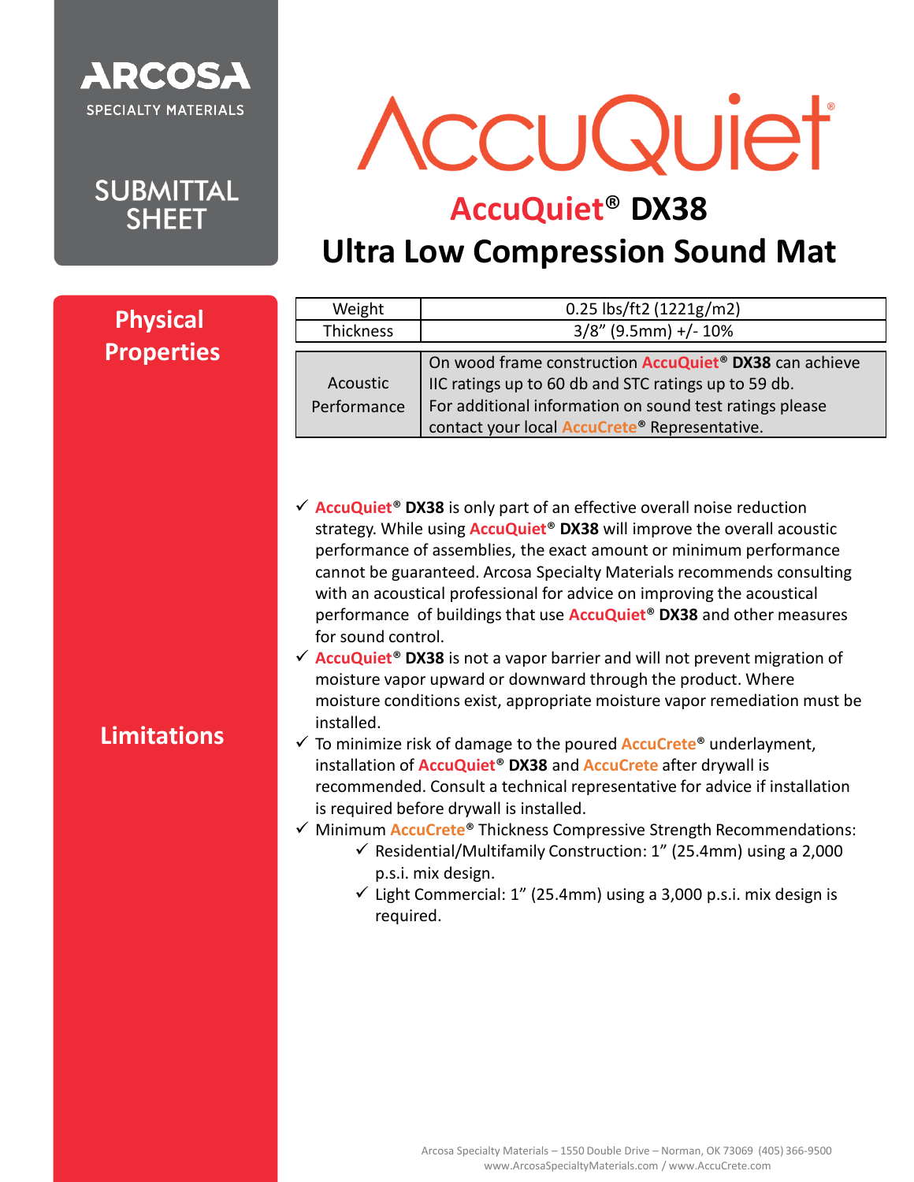ARCOSA
SPECIALTY MATERIALS

SUBMITTAL SHEET

# AccuQuiet®

## AccuQuiet® DX38
## Ultra Low Compression Sound Mat

### Physical Properties

| Weight | 0.25 lbs/ft2 (1221g/m2) |
|---|---|
| Thickness | 3/8" (9.5mm) +/- 10% |
| Acoustic Performance | On wood frame construction **AccuQuiet® DX38** can achieve IIC ratings up to 60 db and STC ratings up to 59 db. For additional information on sound test ratings please contact your local **AccuCrete®** Representative. |

### Limitations

- ✓ **AccuQuiet® DX38** is only part of an effective overall noise reduction strategy. While using **AccuQuiet® DX38** will improve the overall acoustic performance of assemblies, the exact amount or minimum performance cannot be guaranteed. Arcosa Specialty Materials recommends consulting with an acoustical professional for advice on improving the acoustical performance of buildings that use **AccuQuiet® DX38** and other measures for sound control.
- ✓ **AccuQuiet® DX38** is not a vapor barrier and will not prevent migration of moisture vapor upward or downward through the product. Where moisture conditions exist, appropriate moisture vapor remediation must be installed.
- ✓ To minimize risk of damage to the poured **AccuCrete®** underlayment, installation of **AccuQuiet® DX38** and **AccuCrete** after drywall is recommended. Consult a technical representative for advice if installation is required before drywall is installed.
- ✓ Minimum **AccuCrete®** Thickness Compressive Strength Recommendations:
  - ✓ Residential/Multifamily Construction: 1" (25.4mm) using a 2,000 p.s.i. mix design.
  - ✓ Light Commercial: 1" (25.4mm) using a 3,000 p.s.i. mix design is required.

Arcosa Specialty Materials – 1550 Double Drive – Norman, OK 73069 (405) 366-9500
www.ArcosaSpecialtyMaterials.com / www.AccuCrete.com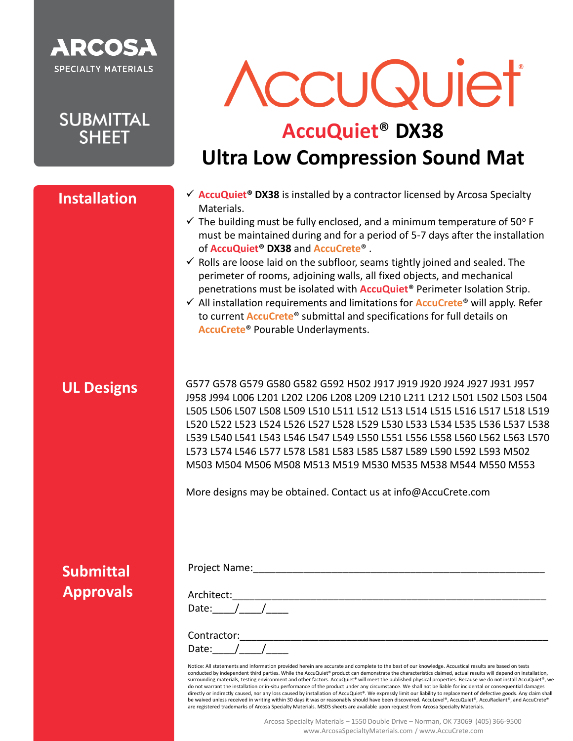ARCOSA SPECIALTY MATERIALS

SUBMITTAL SHEET

# AccuQuiet®

## AccuQuiet® DX38
## Ultra Low Compression Sound Mat

### Installation

- ✓ AccuQuiet® **DX38** is installed by a contractor licensed by Arcosa Specialty Materials.
- ✓ The building must be fully enclosed, and a minimum temperature of 50° F must be maintained during and for a period of 5-7 days after the installation of AccuQuiet® **DX38** and AccuCrete® .
- ✓ Rolls are loose laid on the subfloor, seams tightly joined and sealed. The perimeter of rooms, adjoining walls, all fixed objects, and mechanical penetrations must be isolated with AccuQuiet® Perimeter Isolation Strip.
- ✓ All installation requirements and limitations for AccuCrete® will apply. Refer to current AccuCrete® submittal and specifications for full details on AccuCrete® Pourable Underlayments.

### UL Designs

G577 G578 G579 G580 G582 G592 H502 J917 J919 J920 J924 J927 J931 J957 J958 J994 L006 L201 L202 L206 L208 L209 L210 L211 L212 L501 L502 L503 L504 L505 L506 L507 L508 L509 L510 L511 L512 L513 L514 L515 L516 L517 L518 L519 L520 L522 L523 L524 L526 L527 L528 L529 L530 L533 L534 L535 L536 L537 L538 L539 L540 L541 L543 L546 L547 L549 L550 L551 L556 L558 L560 L562 L563 L570 L573 L574 L546 L577 L578 L581 L583 L585 L587 L589 L590 L592 L593 M502 M503 M504 M506 M508 M513 M519 M530 M535 M538 M544 M550 M553

More designs may be obtained. Contact us at info@AccuCrete.com

### Submittal Approvals

Project Name:_______________________________________________

Architect:_________________________________________________
Date:____/____/____

Contractor:________________________________________________
Date:____/____/____

Notice: All statements and information provided herein are accurate and complete to the best of our knowledge. Acoustical results are based on tests conducted by independent third parties. While the AccuQuiet® product can demonstrate the characteristics claimed, actual results will depend on installation, surrounding materials, testing environment and other factors. AccuQuiet® will meet the published physical properties. Because we do not install AccuQuiet®, we do not warrant the installation or in-situ performance of the product under any circumstance. We shall not be liable for incidental or consequential damages directly or indirectly caused, nor any loss caused by installation of AccuQuiet®. We expressly limit our liability to replacement of defective goods. Any claim shall be waived unless received in writing within 30 days it was or reasonably should have been discovered. AccuLevel®, AccuQuiet®, AccuRadiant®, and AccuCrete® are registered trademarks of Arcosa Specialty Materials. MSDS sheets are available upon request from Arcosa Specialty Materials.

Arcosa Specialty Materials – 1550 Double Drive – Norman, OK 73069 (405) 366-9500
www.ArcosaSpecialtyMaterials.com / www.AccuCrete.com